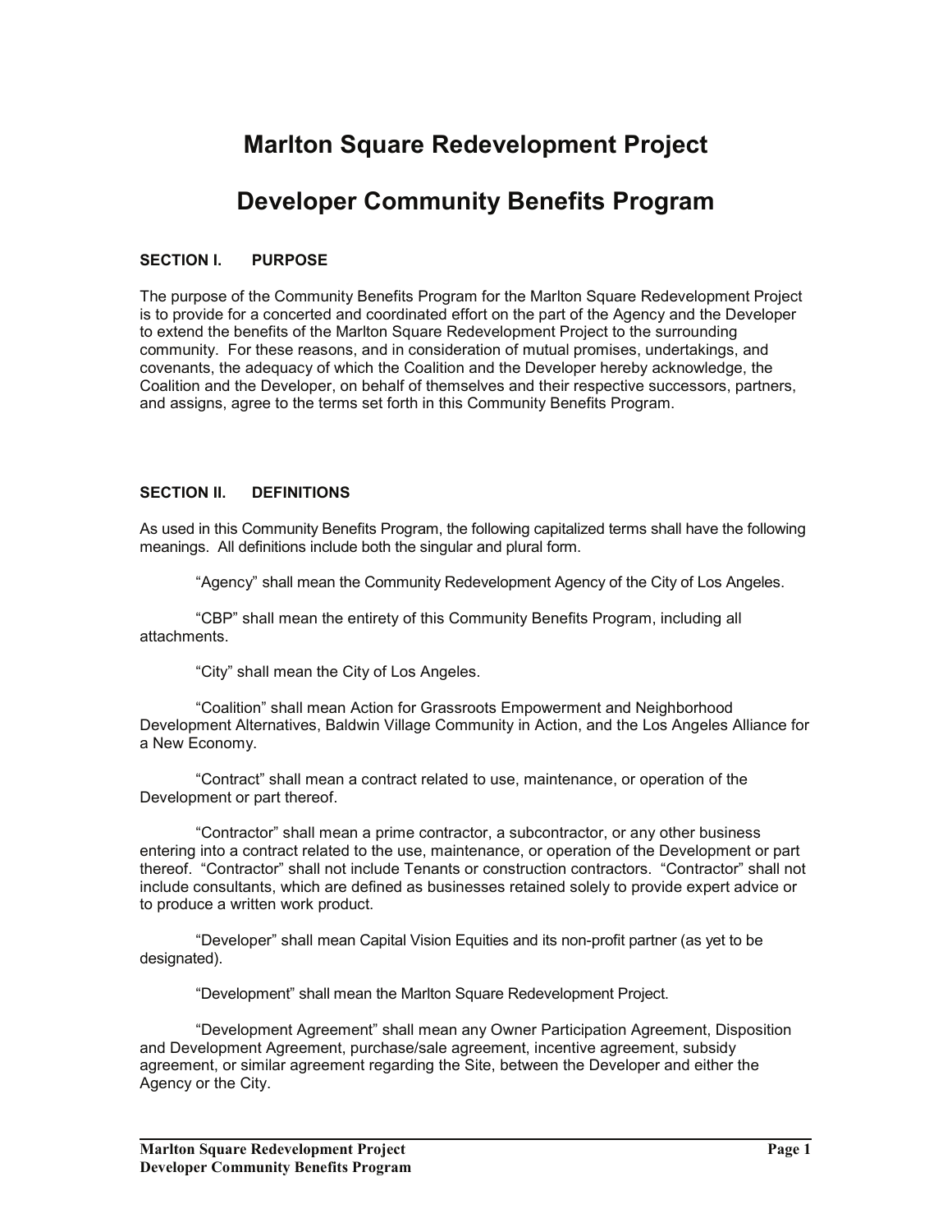# Marlton Square Redevelopment Project

# Developer Community Benefits Program

## SECTION I. PURPOSE

The purpose of the Community Benefits Program for the Marlton Square Redevelopment Project is to provide for a concerted and coordinated effort on the part of the Agency and the Developer to extend the benefits of the Marlton Square Redevelopment Project to the surrounding community. For these reasons, and in consideration of mutual promises, undertakings, and covenants, the adequacy of which the Coalition and the Developer hereby acknowledge, the Coalition and the Developer, on behalf of themselves and their respective successors, partners, and assigns, agree to the terms set forth in this Community Benefits Program.

## SECTION II. DEFINITIONS

As used in this Community Benefits Program, the following capitalized terms shall have the following meanings. All definitions include both the singular and plural form.

"Agency" shall mean the Community Redevelopment Agency of the City of Los Angeles.

"CBP" shall mean the entirety of this Community Benefits Program, including all attachments.

"City" shall mean the City of Los Angeles.

"Coalition" shall mean Action for Grassroots Empowerment and Neighborhood Development Alternatives, Baldwin Village Community in Action, and the Los Angeles Alliance for a New Economy.

"Contract" shall mean a contract related to use, maintenance, or operation of the Development or part thereof.

"Contractor" shall mean a prime contractor, a subcontractor, or any other business entering into a contract related to the use, maintenance, or operation of the Development or part thereof. "Contractor" shall not include Tenants or construction contractors. "Contractor" shall not include consultants, which are defined as businesses retained solely to provide expert advice or to produce a written work product.

"Developer" shall mean Capital Vision Equities and its non-profit partner (as yet to be designated).

"Development" shall mean the Marlton Square Redevelopment Project.

"Development Agreement" shall mean any Owner Participation Agreement, Disposition and Development Agreement, purchase/sale agreement, incentive agreement, subsidy agreement, or similar agreement regarding the Site, between the Developer and either the Agency or the City.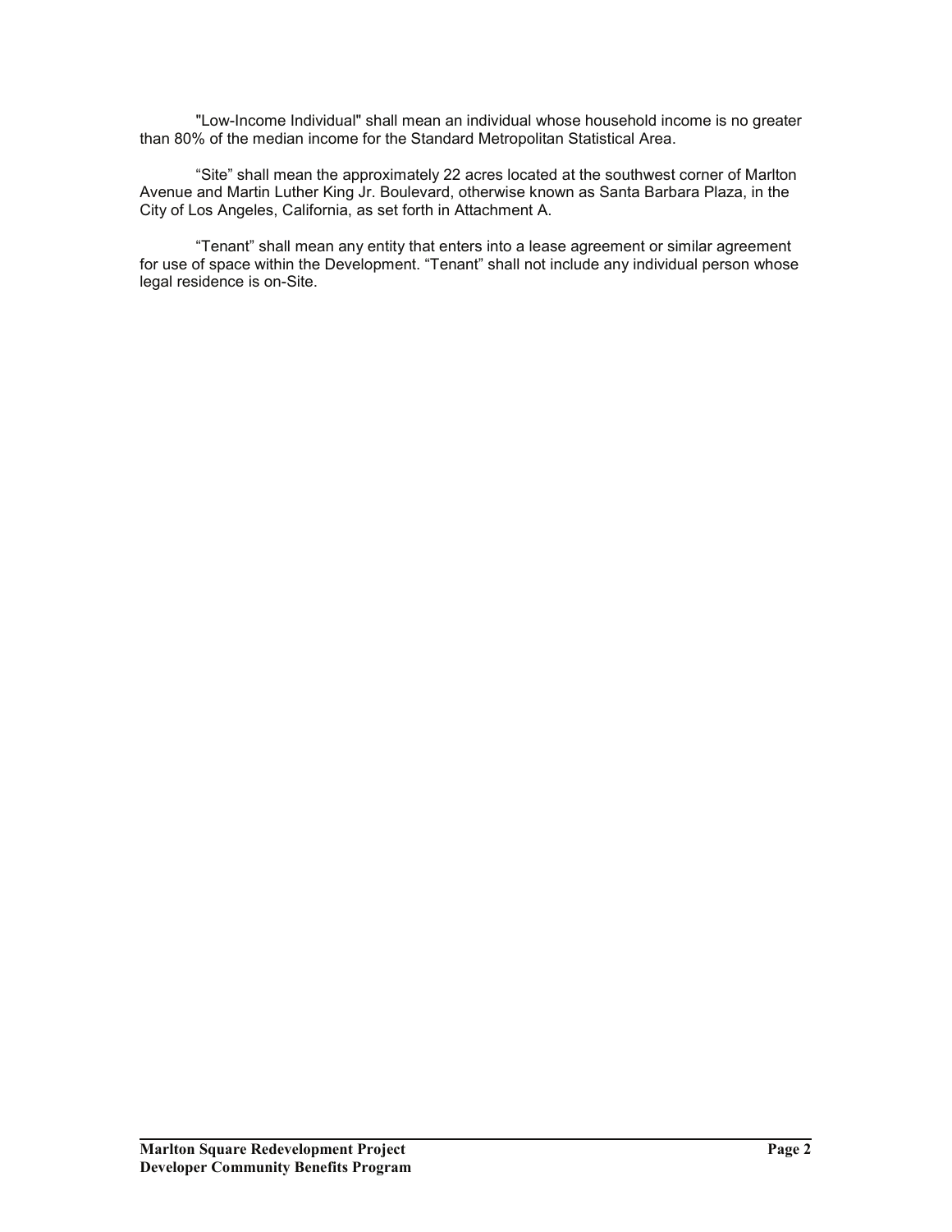"Low-Income Individual" shall mean an individual whose household income is no greater than 80% of the median income for the Standard Metropolitan Statistical Area.

“Site” shall mean the approximately 22 acres located at the southwest corner of Marlton Avenue and Martin Luther King Jr. Boulevard, otherwise known as Santa Barbara Plaza, in the City of Los Angeles, California, as set forth in Attachment A.

“Tenant” shall mean any entity that enters into a lease agreement or similar agreement for use of space within the Development. “Tenant” shall not include any individual person whose legal residence is on-Site.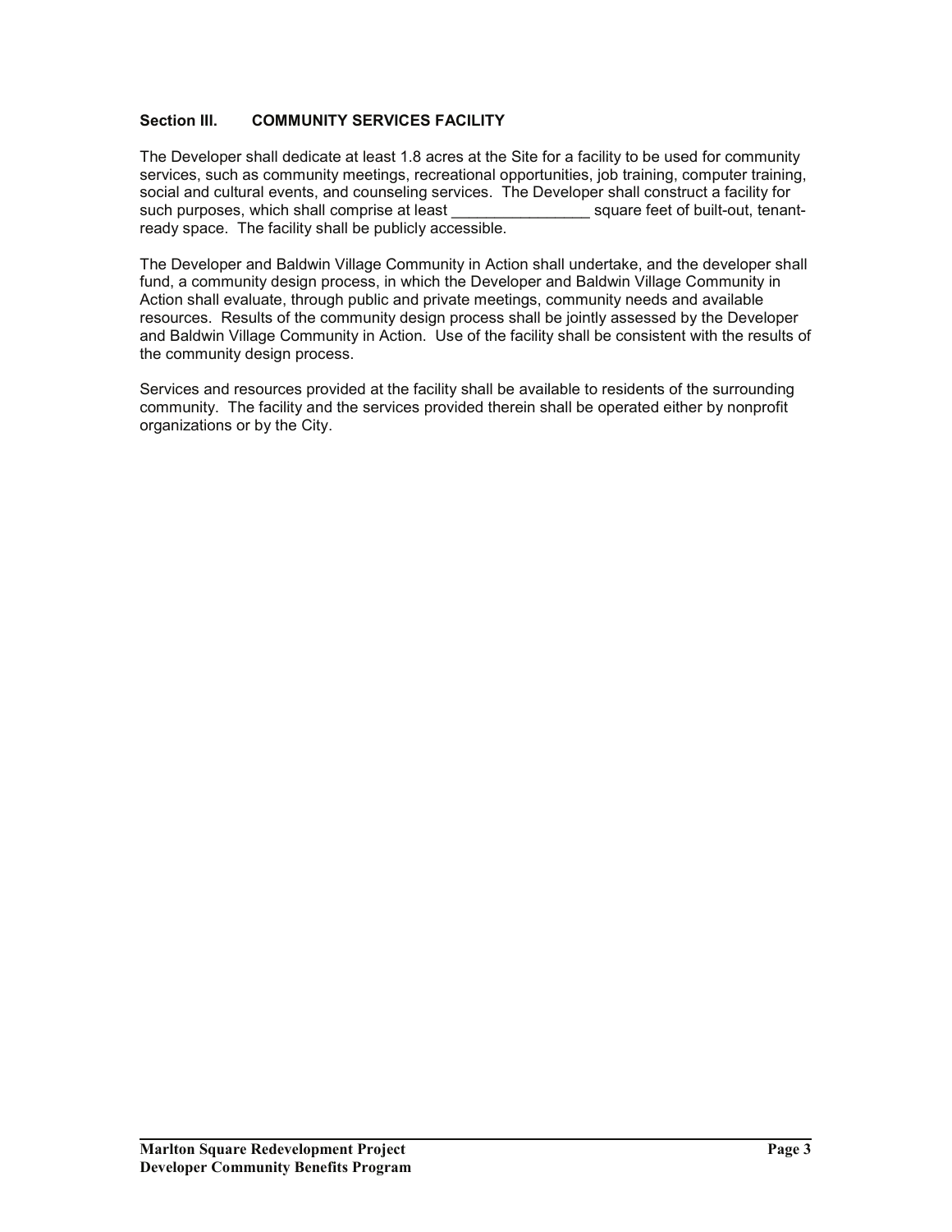## Section III. COMMUNITY SERVICES FACILITY

The Developer shall dedicate at least 1.8 acres at the Site for a facility to be used for community services, such as community meetings, recreational opportunities, job training, computer training, social and cultural events, and counseling services. The Developer shall construct a facility for such purposes, which shall comprise at least ________________ square feet of built-out, tenant-ready space. The facility shall be publicly accessible.

The Developer and Baldwin Village Community in Action shall undertake, and the developer shall fund, a community design process, in which the Developer and Baldwin Village Community in Action shall evaluate, through public and private meetings, community needs and available resources. Results of the community design process shall be jointly assessed by the Developer and Baldwin Village Community in Action. Use of the facility shall be consistent with the results of the community design process.

Services and resources provided at the facility shall be available to residents of the surrounding community. The facility and the services provided therein shall be operated either by nonprofit organizations or by the City.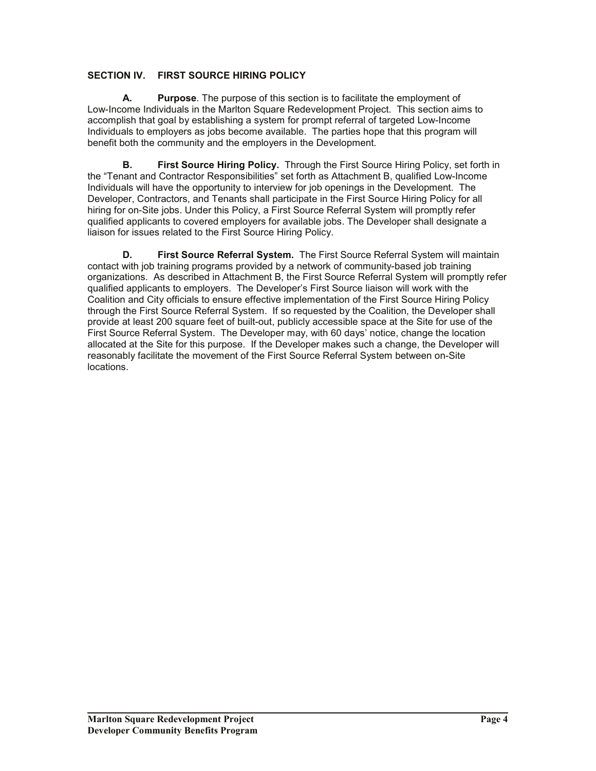## SECTION IV. FIRST SOURCE HIRING POLICY

**A. Purpose**. The purpose of this section is to facilitate the employment of Low-Income Individuals in the Marlton Square Redevelopment Project. This section aims to accomplish that goal by establishing a system for prompt referral of targeted Low-Income Individuals to employers as jobs become available. The parties hope that this program will benefit both the community and the employers in the Development.

**B. First Source Hiring Policy.** Through the First Source Hiring Policy, set forth in the "Tenant and Contractor Responsibilities" set forth as Attachment B, qualified Low-Income Individuals will have the opportunity to interview for job openings in the Development. The Developer, Contractors, and Tenants shall participate in the First Source Hiring Policy for all hiring for on-Site jobs. Under this Policy, a First Source Referral System will promptly refer qualified applicants to covered employers for available jobs. The Developer shall designate a liaison for issues related to the First Source Hiring Policy.

**D. First Source Referral System.** The First Source Referral System will maintain contact with job training programs provided by a network of community-based job training organizations. As described in Attachment B, the First Source Referral System will promptly refer qualified applicants to employers. The Developer's First Source liaison will work with the Coalition and City officials to ensure effective implementation of the First Source Hiring Policy through the First Source Referral System. If so requested by the Coalition, the Developer shall provide at least 200 square feet of built-out, publicly accessible space at the Site for use of the First Source Referral System. The Developer may, with 60 days' notice, change the location allocated at the Site for this purpose. If the Developer makes such a change, the Developer will reasonably facilitate the movement of the First Source Referral System between on-Site locations.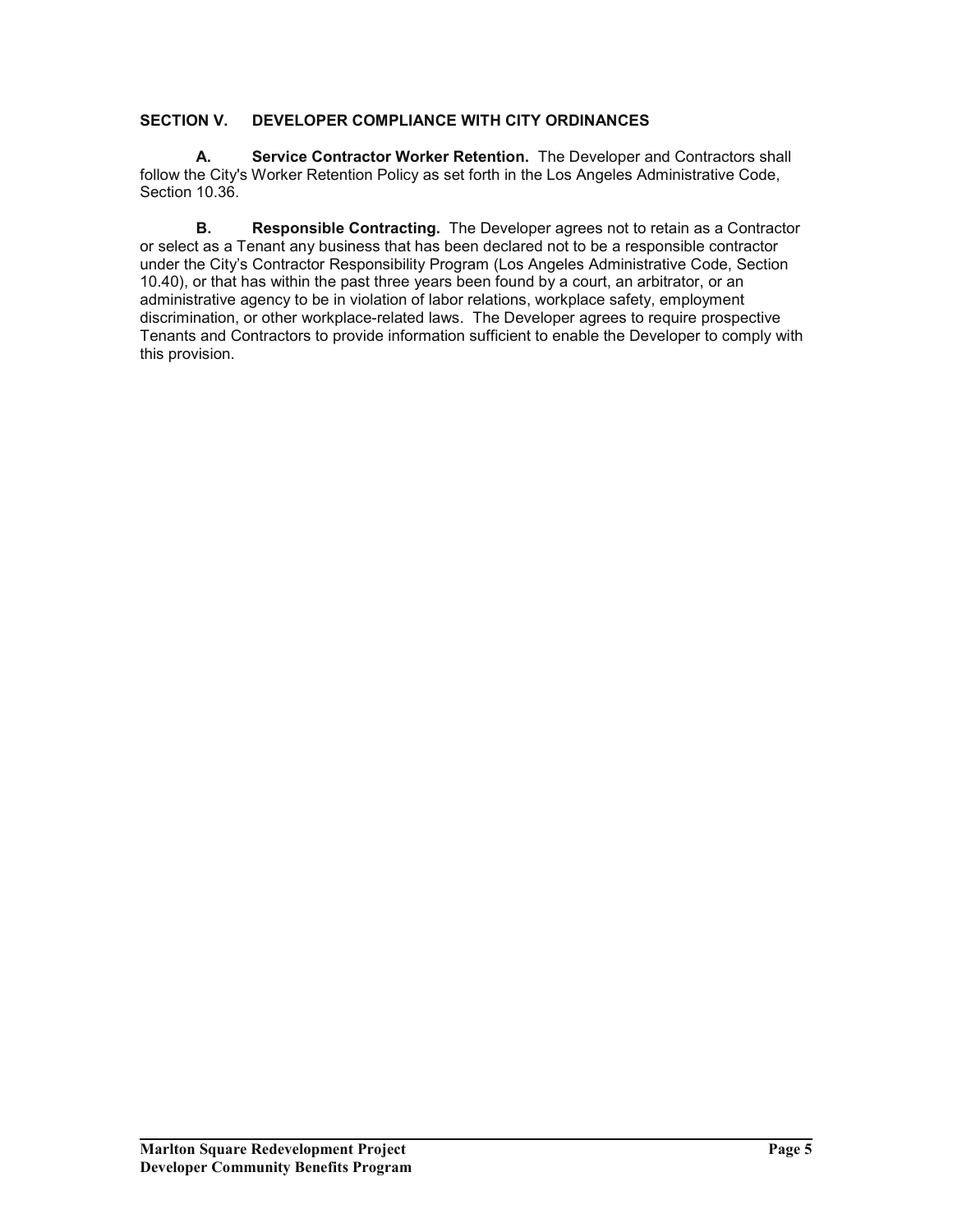## SECTION V. DEVELOPER COMPLIANCE WITH CITY ORDINANCES

**A. Service Contractor Worker Retention.** The Developer and Contractors shall follow the City's Worker Retention Policy as set forth in the Los Angeles Administrative Code, Section 10.36.

**B. Responsible Contracting.** The Developer agrees not to retain as a Contractor or select as a Tenant any business that has been declared not to be a responsible contractor under the City's Contractor Responsibility Program (Los Angeles Administrative Code, Section 10.40), or that has within the past three years been found by a court, an arbitrator, or an administrative agency to be in violation of labor relations, workplace safety, employment discrimination, or other workplace-related laws. The Developer agrees to require prospective Tenants and Contractors to provide information sufficient to enable the Developer to comply with this provision.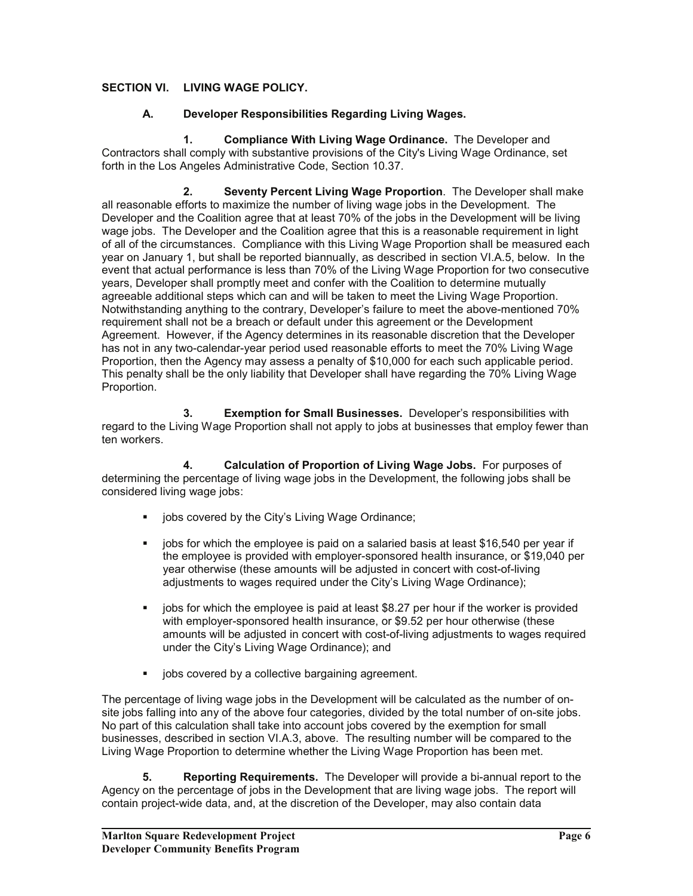## SECTION VI. LIVING WAGE POLICY.

### A. Developer Responsibilities Regarding Living Wages.

**1. Compliance With Living Wage Ordinance.** The Developer and Contractors shall comply with substantive provisions of the City's Living Wage Ordinance, set forth in the Los Angeles Administrative Code, Section 10.37.

**2. Seventy Percent Living Wage Proportion**. The Developer shall make all reasonable efforts to maximize the number of living wage jobs in the Development. The Developer and the Coalition agree that at least 70% of the jobs in the Development will be living wage jobs. The Developer and the Coalition agree that this is a reasonable requirement in light of all of the circumstances. Compliance with this Living Wage Proportion shall be measured each year on January 1, but shall be reported biannually, as described in section VI.A.5, below. In the event that actual performance is less than 70% of the Living Wage Proportion for two consecutive years, Developer shall promptly meet and confer with the Coalition to determine mutually agreeable additional steps which can and will be taken to meet the Living Wage Proportion. Notwithstanding anything to the contrary, Developer's failure to meet the above-mentioned 70% requirement shall not be a breach or default under this agreement or the Development Agreement. However, if the Agency determines in its reasonable discretion that the Developer has not in any two-calendar-year period used reasonable efforts to meet the 70% Living Wage Proportion, then the Agency may assess a penalty of $10,000 for each such applicable period. This penalty shall be the only liability that Developer shall have regarding the 70% Living Wage Proportion.

**3. Exemption for Small Businesses.** Developer's responsibilities with regard to the Living Wage Proportion shall not apply to jobs at businesses that employ fewer than ten workers.

**4. Calculation of Proportion of Living Wage Jobs.** For purposes of determining the percentage of living wage jobs in the Development, the following jobs shall be considered living wage jobs:

- jobs covered by the City's Living Wage Ordinance;
- jobs for which the employee is paid on a salaried basis at least $16,540 per year if the employee is provided with employer-sponsored health insurance, or $19,040 per year otherwise (these amounts will be adjusted in concert with cost-of-living adjustments to wages required under the City's Living Wage Ordinance);
- jobs for which the employee is paid at least $8.27 per hour if the worker is provided with employer-sponsored health insurance, or $9.52 per hour otherwise (these amounts will be adjusted in concert with cost-of-living adjustments to wages required under the City's Living Wage Ordinance); and
- jobs covered by a collective bargaining agreement.

The percentage of living wage jobs in the Development will be calculated as the number of on-site jobs falling into any of the above four categories, divided by the total number of on-site jobs. No part of this calculation shall take into account jobs covered by the exemption for small businesses, described in section VI.A.3, above. The resulting number will be compared to the Living Wage Proportion to determine whether the Living Wage Proportion has been met.

**5. Reporting Requirements.** The Developer will provide a bi-annual report to the Agency on the percentage of jobs in the Development that are living wage jobs. The report will contain project-wide data, and, at the discretion of the Developer, may also contain data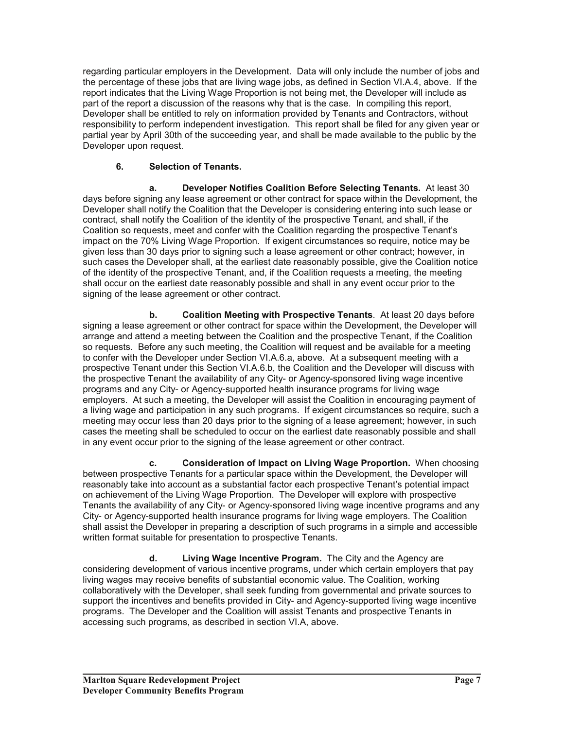regarding particular employers in the Development. Data will only include the number of jobs and the percentage of these jobs that are living wage jobs, as defined in Section VI.A.4, above. If the report indicates that the Living Wage Proportion is not being met, the Developer will include as part of the report a discussion of the reasons why that is the case. In compiling this report, Developer shall be entitled to rely on information provided by Tenants and Contractors, without responsibility to perform independent investigation. This report shall be filed for any given year or partial year by April 30th of the succeeding year, and shall be made available to the public by the Developer upon request.

**6. Selection of Tenants.**

**a. Developer Notifies Coalition Before Selecting Tenants.** At least 30 days before signing any lease agreement or other contract for space within the Development, the Developer shall notify the Coalition that the Developer is considering entering into such lease or contract, shall notify the Coalition of the identity of the prospective Tenant, and shall, if the Coalition so requests, meet and confer with the Coalition regarding the prospective Tenant's impact on the 70% Living Wage Proportion. If exigent circumstances so require, notice may be given less than 30 days prior to signing such a lease agreement or other contract; however, in such cases the Developer shall, at the earliest date reasonably possible, give the Coalition notice of the identity of the prospective Tenant, and, if the Coalition requests a meeting, the meeting shall occur on the earliest date reasonably possible and shall in any event occur prior to the signing of the lease agreement or other contract.

**b. Coalition Meeting with Prospective Tenants**. At least 20 days before signing a lease agreement or other contract for space within the Development, the Developer will arrange and attend a meeting between the Coalition and the prospective Tenant, if the Coalition so requests. Before any such meeting, the Coalition will request and be available for a meeting to confer with the Developer under Section VI.A.6.a, above. At a subsequent meeting with a prospective Tenant under this Section VI.A.6.b, the Coalition and the Developer will discuss with the prospective Tenant the availability of any City- or Agency-sponsored living wage incentive programs and any City- or Agency-supported health insurance programs for living wage employers. At such a meeting, the Developer will assist the Coalition in encouraging payment of a living wage and participation in any such programs. If exigent circumstances so require, such a meeting may occur less than 20 days prior to the signing of a lease agreement; however, in such cases the meeting shall be scheduled to occur on the earliest date reasonably possible and shall in any event occur prior to the signing of the lease agreement or other contract.

**c. Consideration of Impact on Living Wage Proportion.** When choosing between prospective Tenants for a particular space within the Development, the Developer will reasonably take into account as a substantial factor each prospective Tenant's potential impact on achievement of the Living Wage Proportion. The Developer will explore with prospective Tenants the availability of any City- or Agency-sponsored living wage incentive programs and any City- or Agency-supported health insurance programs for living wage employers. The Coalition shall assist the Developer in preparing a description of such programs in a simple and accessible written format suitable for presentation to prospective Tenants.

**d. Living Wage Incentive Program.** The City and the Agency are considering development of various incentive programs, under which certain employers that pay living wages may receive benefits of substantial economic value. The Coalition, working collaboratively with the Developer, shall seek funding from governmental and private sources to support the incentives and benefits provided in City- and Agency-supported living wage incentive programs. The Developer and the Coalition will assist Tenants and prospective Tenants in accessing such programs, as described in section VI.A, above.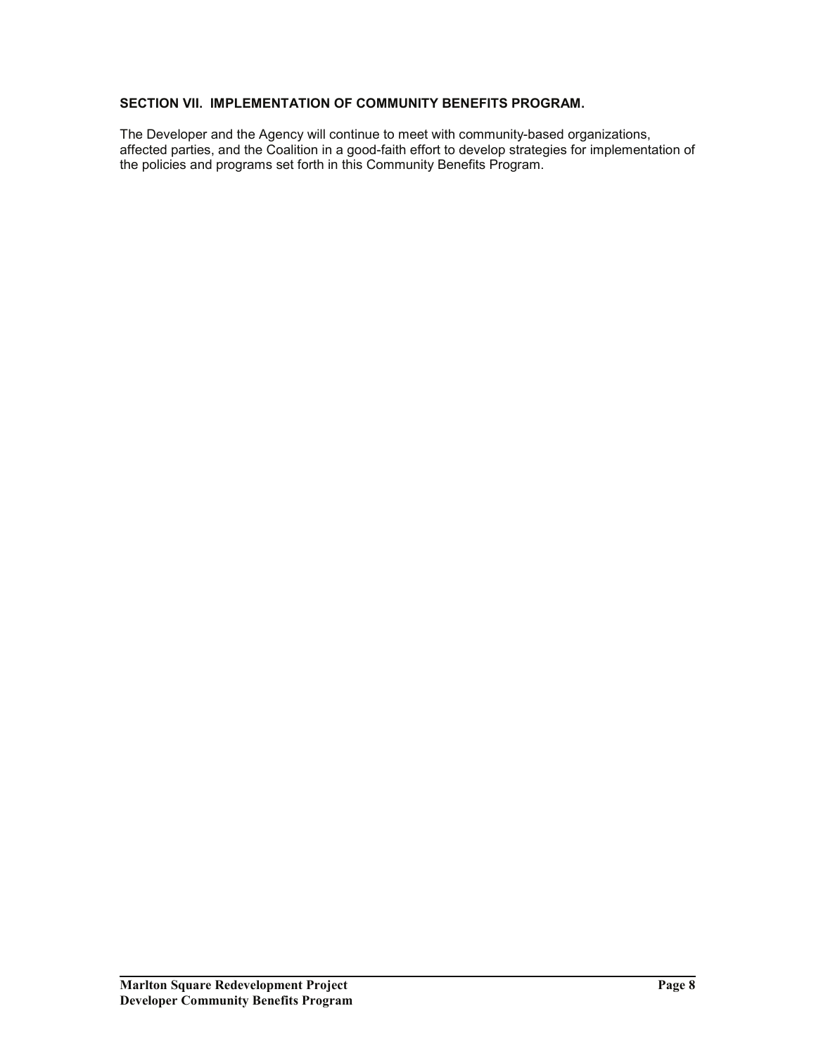**SECTION VII. IMPLEMENTATION OF COMMUNITY BENEFITS PROGRAM.**

The Developer and the Agency will continue to meet with community-based organizations, affected parties, and the Coalition in a good-faith effort to develop strategies for implementation of the policies and programs set forth in this Community Benefits Program.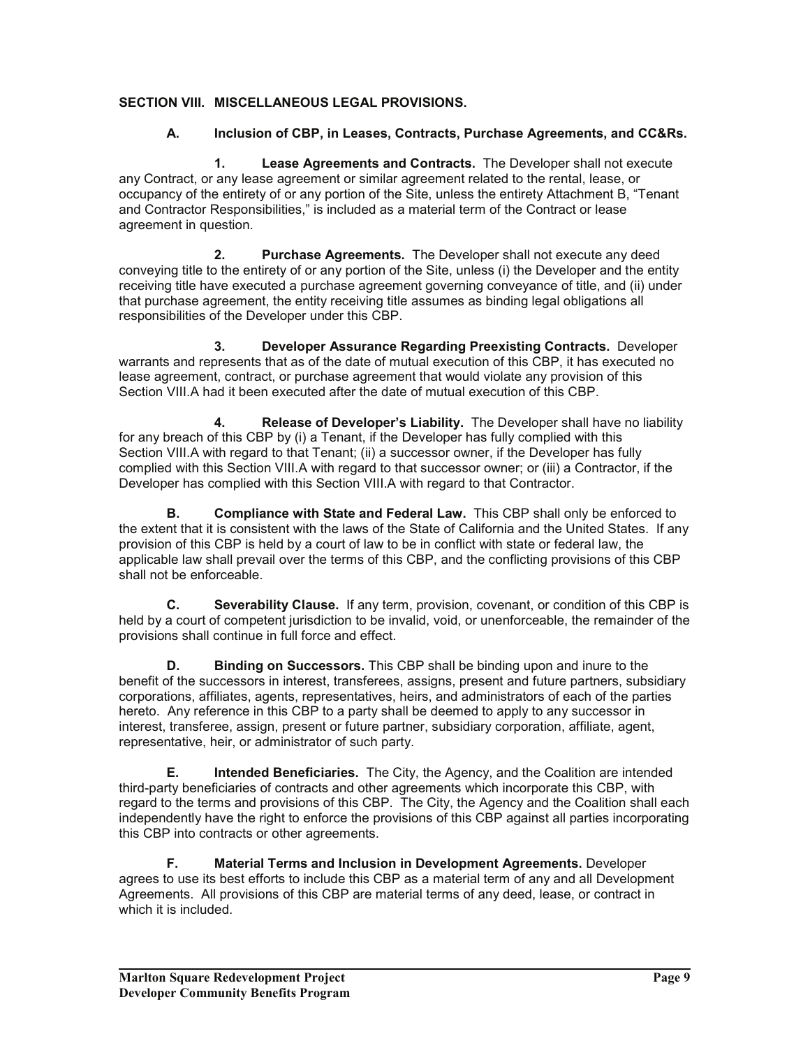## SECTION VIII. MISCELLANEOUS LEGAL PROVISIONS.

### A. Inclusion of CBP, in Leases, Contracts, Purchase Agreements, and CC&Rs.

**1. Lease Agreements and Contracts.** The Developer shall not execute any Contract, or any lease agreement or similar agreement related to the rental, lease, or occupancy of the entirety of or any portion of the Site, unless the entirety Attachment B, "Tenant and Contractor Responsibilities," is included as a material term of the Contract or lease agreement in question.

**2. Purchase Agreements.** The Developer shall not execute any deed conveying title to the entirety of or any portion of the Site, unless (i) the Developer and the entity receiving title have executed a purchase agreement governing conveyance of title, and (ii) under that purchase agreement, the entity receiving title assumes as binding legal obligations all responsibilities of the Developer under this CBP.

**3. Developer Assurance Regarding Preexisting Contracts.** Developer warrants and represents that as of the date of mutual execution of this CBP, it has executed no lease agreement, contract, or purchase agreement that would violate any provision of this Section VIII.A had it been executed after the date of mutual execution of this CBP.

**4. Release of Developer's Liability.** The Developer shall have no liability for any breach of this CBP by (i) a Tenant, if the Developer has fully complied with this Section VIII.A with regard to that Tenant; (ii) a successor owner, if the Developer has fully complied with this Section VIII.A with regard to that successor owner; or (iii) a Contractor, if the Developer has complied with this Section VIII.A with regard to that Contractor.

**B. Compliance with State and Federal Law.** This CBP shall only be enforced to the extent that it is consistent with the laws of the State of California and the United States. If any provision of this CBP is held by a court of law to be in conflict with state or federal law, the applicable law shall prevail over the terms of this CBP, and the conflicting provisions of this CBP shall not be enforceable.

**C. Severability Clause.** If any term, provision, covenant, or condition of this CBP is held by a court of competent jurisdiction to be invalid, void, or unenforceable, the remainder of the provisions shall continue in full force and effect.

**D. Binding on Successors.** This CBP shall be binding upon and inure to the benefit of the successors in interest, transferees, assigns, present and future partners, subsidiary corporations, affiliates, agents, representatives, heirs, and administrators of each of the parties hereto. Any reference in this CBP to a party shall be deemed to apply to any successor in interest, transferee, assign, present or future partner, subsidiary corporation, affiliate, agent, representative, heir, or administrator of such party.

**E. Intended Beneficiaries.** The City, the Agency, and the Coalition are intended third-party beneficiaries of contracts and other agreements which incorporate this CBP, with regard to the terms and provisions of this CBP. The City, the Agency and the Coalition shall each independently have the right to enforce the provisions of this CBP against all parties incorporating this CBP into contracts or other agreements.

**F. Material Terms and Inclusion in Development Agreements.** Developer agrees to use its best efforts to include this CBP as a material term of any and all Development Agreements. All provisions of this CBP are material terms of any deed, lease, or contract in which it is included.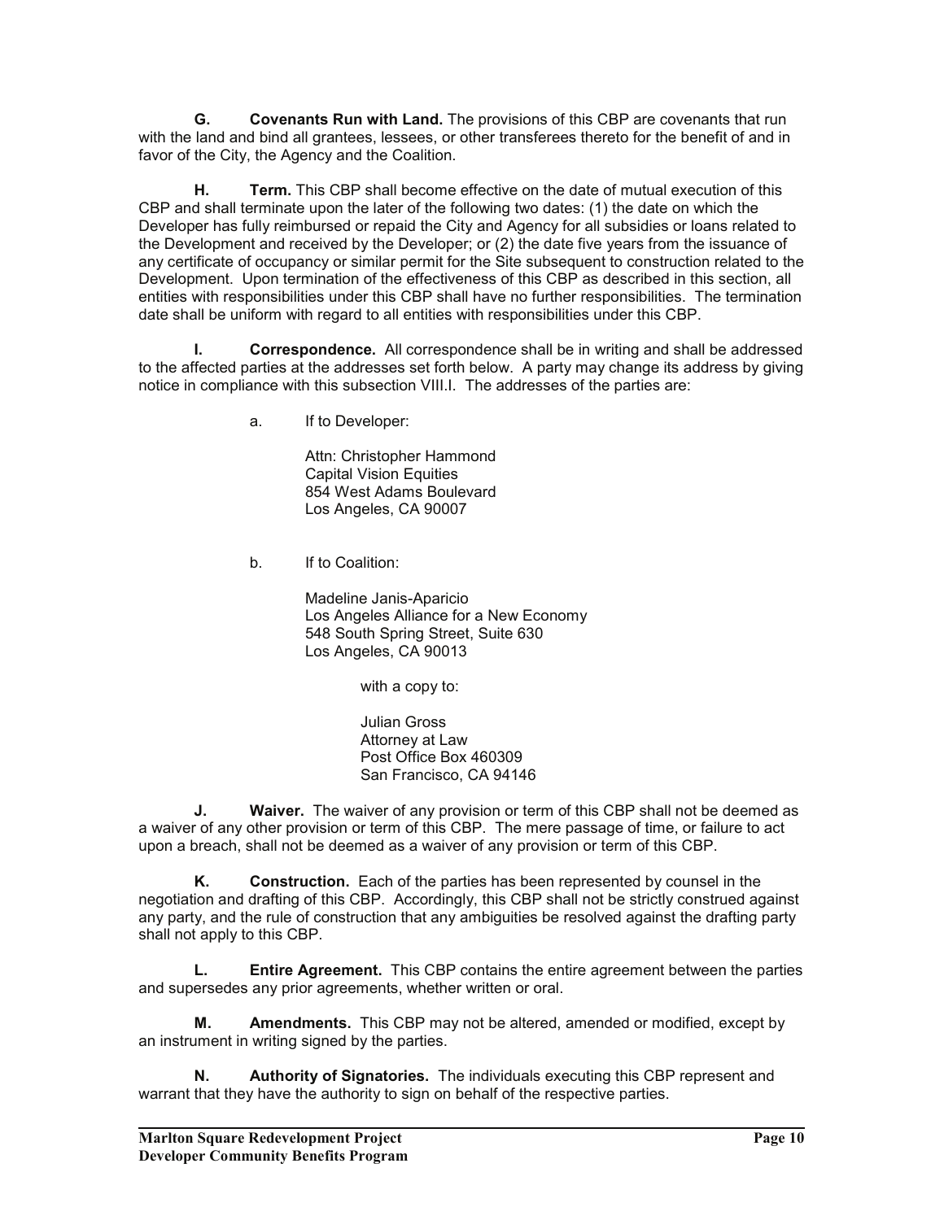**G. Covenants Run with Land.** The provisions of this CBP are covenants that run with the land and bind all grantees, lessees, or other transferees thereto for the benefit of and in favor of the City, the Agency and the Coalition.

**H. Term.** This CBP shall become effective on the date of mutual execution of this CBP and shall terminate upon the later of the following two dates: (1) the date on which the Developer has fully reimbursed or repaid the City and Agency for all subsidies or loans related to the Development and received by the Developer; or (2) the date five years from the issuance of any certificate of occupancy or similar permit for the Site subsequent to construction related to the Development. Upon termination of the effectiveness of this CBP as described in this section, all entities with responsibilities under this CBP shall have no further responsibilities. The termination date shall be uniform with regard to all entities with responsibilities under this CBP.

**I. Correspondence.** All correspondence shall be in writing and shall be addressed to the affected parties at the addresses set forth below. A party may change its address by giving notice in compliance with this subsection VIII.I. The addresses of the parties are:

a. If to Developer:

Attn: Christopher Hammond
Capital Vision Equities
854 West Adams Boulevard
Los Angeles, CA 90007

b. If to Coalition:

Madeline Janis-Aparicio
Los Angeles Alliance for a New Economy
548 South Spring Street, Suite 630
Los Angeles, CA 90013

with a copy to:

Julian Gross
Attorney at Law
Post Office Box 460309
San Francisco, CA 94146

**J. Waiver.** The waiver of any provision or term of this CBP shall not be deemed as a waiver of any other provision or term of this CBP. The mere passage of time, or failure to act upon a breach, shall not be deemed as a waiver of any provision or term of this CBP.

**K. Construction.** Each of the parties has been represented by counsel in the negotiation and drafting of this CBP. Accordingly, this CBP shall not be strictly construed against any party, and the rule of construction that any ambiguities be resolved against the drafting party shall not apply to this CBP.

**L. Entire Agreement.** This CBP contains the entire agreement between the parties and supersedes any prior agreements, whether written or oral.

**M. Amendments.** This CBP may not be altered, amended or modified, except by an instrument in writing signed by the parties.

**N. Authority of Signatories.** The individuals executing this CBP represent and warrant that they have the authority to sign on behalf of the respective parties.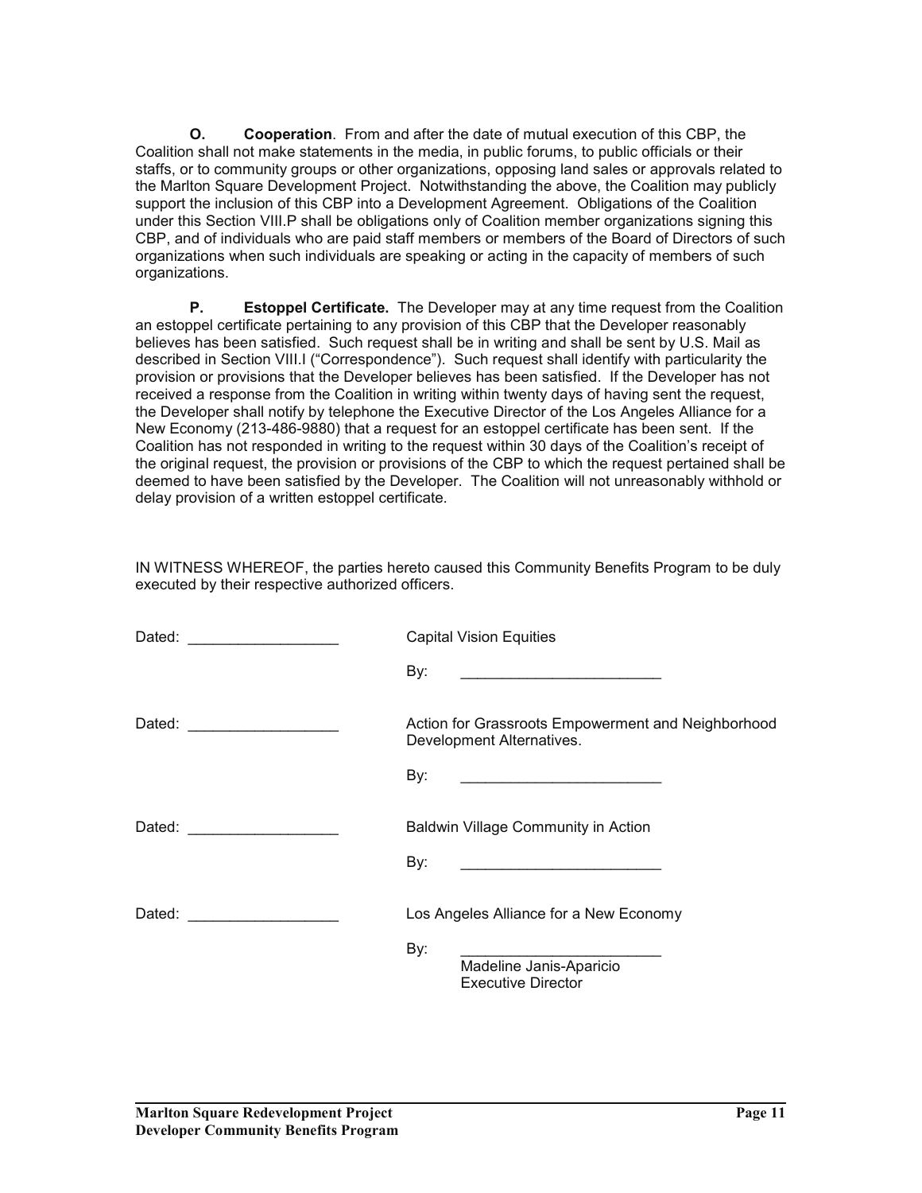**O. Cooperation**. From and after the date of mutual execution of this CBP, the Coalition shall not make statements in the media, in public forums, to public officials or their staffs, or to community groups or other organizations, opposing land sales or approvals related to the Marlton Square Development Project. Notwithstanding the above, the Coalition may publicly support the inclusion of this CBP into a Development Agreement. Obligations of the Coalition under this Section VIII.P shall be obligations only of Coalition member organizations signing this CBP, and of individuals who are paid staff members or members of the Board of Directors of such organizations when such individuals are speaking or acting in the capacity of members of such organizations.

**P. Estoppel Certificate.** The Developer may at any time request from the Coalition an estoppel certificate pertaining to any provision of this CBP that the Developer reasonably believes has been satisfied. Such request shall be in writing and shall be sent by U.S. Mail as described in Section VIII.I ("Correspondence"). Such request shall identify with particularity the provision or provisions that the Developer believes has been satisfied. If the Developer has not received a response from the Coalition in writing within twenty days of having sent the request, the Developer shall notify by telephone the Executive Director of the Los Angeles Alliance for a New Economy (213-486-9880) that a request for an estoppel certificate has been sent. If the Coalition has not responded in writing to the request within 30 days of the Coalition's receipt of the original request, the provision or provisions of the CBP to which the request pertained shall be deemed to have been satisfied by the Developer. The Coalition will not unreasonably withhold or delay provision of a written estoppel certificate.

IN WITNESS WHEREOF, the parties hereto caused this Community Benefits Program to be duly executed by their respective authorized officers.

Dated: ___________________

Capital Vision Equities

By: ________________________

Dated: ___________________

Action for Grassroots Empowerment and Neighborhood Development Alternatives.

By: ________________________

Dated: ___________________

Baldwin Village Community in Action

By: ________________________

Dated: ___________________

Los Angeles Alliance for a New Economy

By: ________________________
Madeline Janis-Aparicio
Executive Director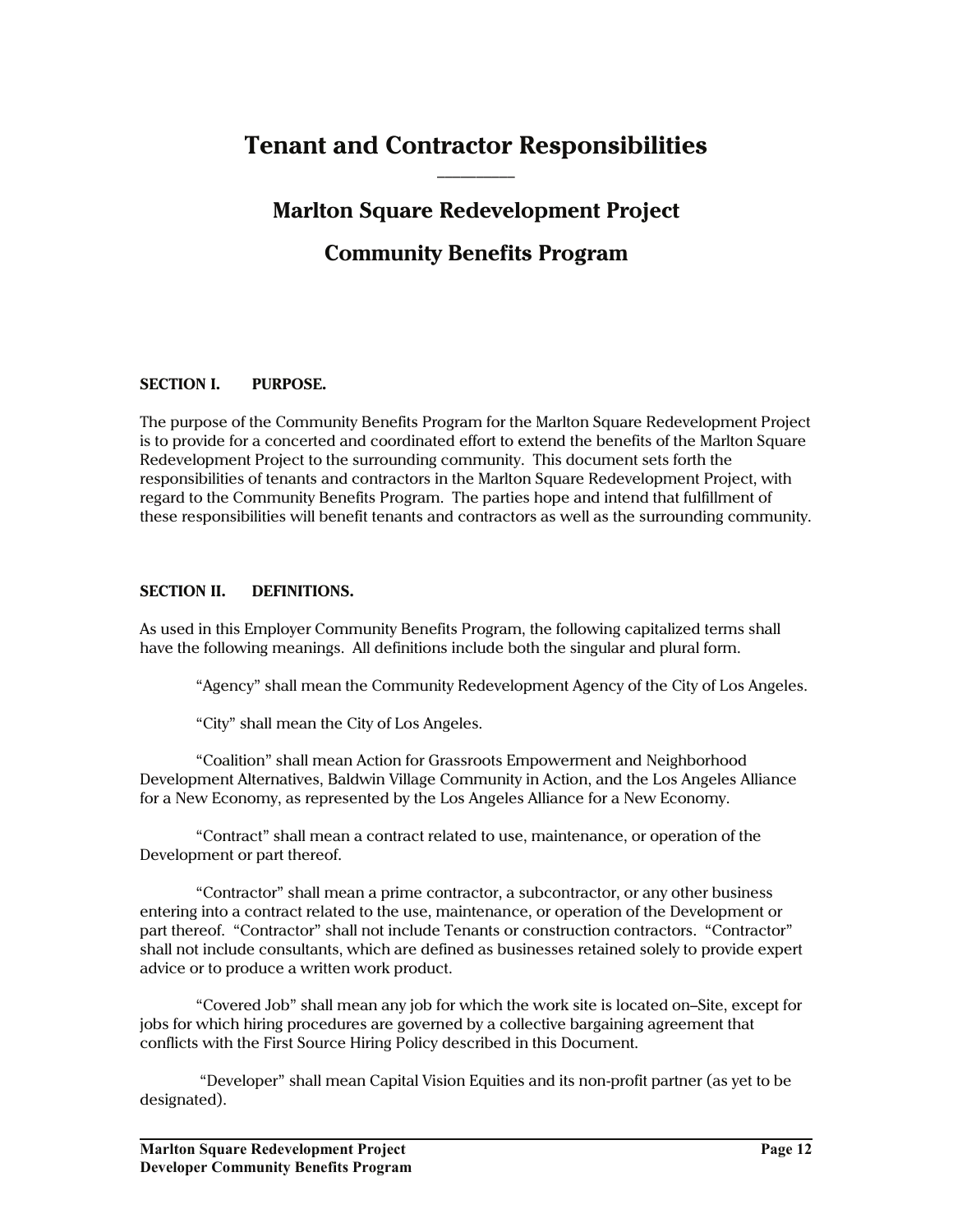# Tenant and Contractor Responsibilities

## Marlton Square Redevelopment Project

## Community Benefits Program

**SECTION I. PURPOSE.**

The purpose of the Community Benefits Program for the Marlton Square Redevelopment Project is to provide for a concerted and coordinated effort to extend the benefits of the Marlton Square Redevelopment Project to the surrounding community. This document sets forth the responsibilities of tenants and contractors in the Marlton Square Redevelopment Project, with regard to the Community Benefits Program. The parties hope and intend that fulfillment of these responsibilities will benefit tenants and contractors as well as the surrounding community.

**SECTION II. DEFINITIONS.**

As used in this Employer Community Benefits Program, the following capitalized terms shall have the following meanings. All definitions include both the singular and plural form.

"Agency" shall mean the Community Redevelopment Agency of the City of Los Angeles.

"City" shall mean the City of Los Angeles.

"Coalition" shall mean Action for Grassroots Empowerment and Neighborhood Development Alternatives, Baldwin Village Community in Action, and the Los Angeles Alliance for a New Economy, as represented by the Los Angeles Alliance for a New Economy.

"Contract" shall mean a contract related to use, maintenance, or operation of the Development or part thereof.

"Contractor" shall mean a prime contractor, a subcontractor, or any other business entering into a contract related to the use, maintenance, or operation of the Development or part thereof. "Contractor" shall not include Tenants or construction contractors. "Contractor" shall not include consultants, which are defined as businesses retained solely to provide expert advice or to produce a written work product.

"Covered Job" shall mean any job for which the work site is located on–Site, except for jobs for which hiring procedures are governed by a collective bargaining agreement that conflicts with the First Source Hiring Policy described in this Document.

"Developer" shall mean Capital Vision Equities and its non-profit partner (as yet to be designated).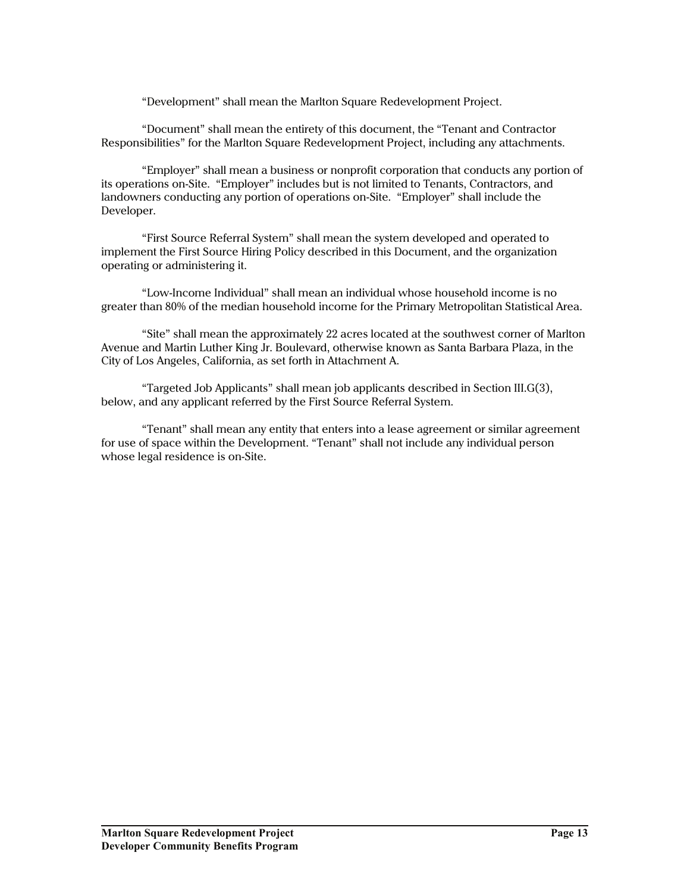"Development" shall mean the Marlton Square Redevelopment Project.

"Document" shall mean the entirety of this document, the "Tenant and Contractor Responsibilities" for the Marlton Square Redevelopment Project, including any attachments.

"Employer" shall mean a business or nonprofit corporation that conducts any portion of its operations on-Site. "Employer" includes but is not limited to Tenants, Contractors, and landowners conducting any portion of operations on-Site. "Employer" shall include the Developer.

"First Source Referral System" shall mean the system developed and operated to implement the First Source Hiring Policy described in this Document, and the organization operating or administering it.

"Low-Income Individual" shall mean an individual whose household income is no greater than 80% of the median household income for the Primary Metropolitan Statistical Area.

"Site" shall mean the approximately 22 acres located at the southwest corner of Marlton Avenue and Martin Luther King Jr. Boulevard, otherwise known as Santa Barbara Plaza, in the City of Los Angeles, California, as set forth in Attachment A.

"Targeted Job Applicants" shall mean job applicants described in Section III.G(3), below, and any applicant referred by the First Source Referral System.

"Tenant" shall mean any entity that enters into a lease agreement or similar agreement for use of space within the Development. "Tenant" shall not include any individual person whose legal residence is on-Site.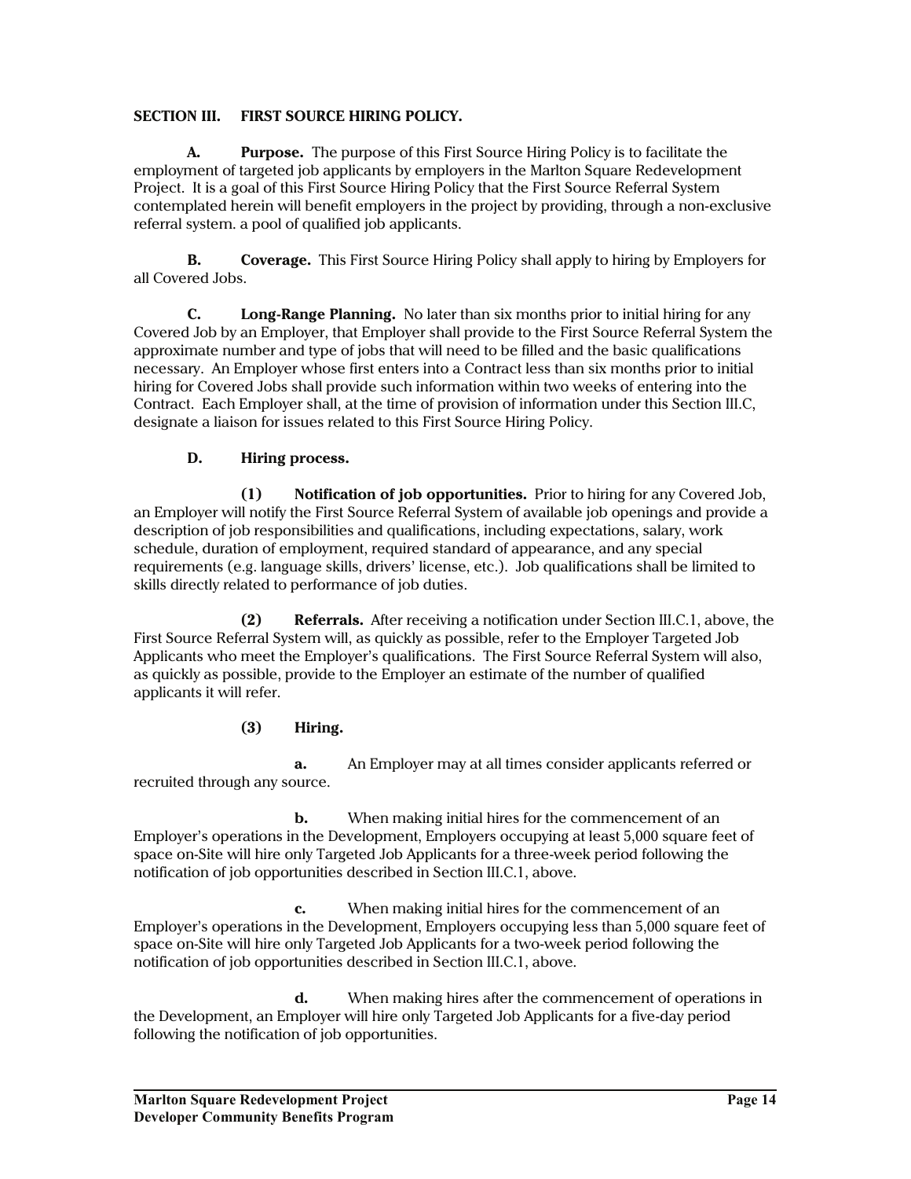## SECTION III. FIRST SOURCE HIRING POLICY.

**A. Purpose.** The purpose of this First Source Hiring Policy is to facilitate the employment of targeted job applicants by employers in the Marlton Square Redevelopment Project. It is a goal of this First Source Hiring Policy that the First Source Referral System contemplated herein will benefit employers in the project by providing, through a non-exclusive referral system. a pool of qualified job applicants.

**B. Coverage.** This First Source Hiring Policy shall apply to hiring by Employers for all Covered Jobs.

**C. Long-Range Planning.** No later than six months prior to initial hiring for any Covered Job by an Employer, that Employer shall provide to the First Source Referral System the approximate number and type of jobs that will need to be filled and the basic qualifications necessary. An Employer whose first enters into a Contract less than six months prior to initial hiring for Covered Jobs shall provide such information within two weeks of entering into the Contract. Each Employer shall, at the time of provision of information under this Section III.C, designate a liaison for issues related to this First Source Hiring Policy.

**D. Hiring process.**

**(1) Notification of job opportunities.** Prior to hiring for any Covered Job, an Employer will notify the First Source Referral System of available job openings and provide a description of job responsibilities and qualifications, including expectations, salary, work schedule, duration of employment, required standard of appearance, and any special requirements (e.g. language skills, drivers' license, etc.). Job qualifications shall be limited to skills directly related to performance of job duties.

**(2) Referrals.** After receiving a notification under Section III.C.1, above, the First Source Referral System will, as quickly as possible, refer to the Employer Targeted Job Applicants who meet the Employer's qualifications. The First Source Referral System will also, as quickly as possible, provide to the Employer an estimate of the number of qualified applicants it will refer.

**(3) Hiring.**

**a.** An Employer may at all times consider applicants referred or recruited through any source.

**b.** When making initial hires for the commencement of an Employer's operations in the Development, Employers occupying at least 5,000 square feet of space on-Site will hire only Targeted Job Applicants for a three-week period following the notification of job opportunities described in Section III.C.1, above.

**c.** When making initial hires for the commencement of an Employer's operations in the Development, Employers occupying less than 5,000 square feet of space on-Site will hire only Targeted Job Applicants for a two-week period following the notification of job opportunities described in Section III.C.1, above.

**d.** When making hires after the commencement of operations in the Development, an Employer will hire only Targeted Job Applicants for a five-day period following the notification of job opportunities.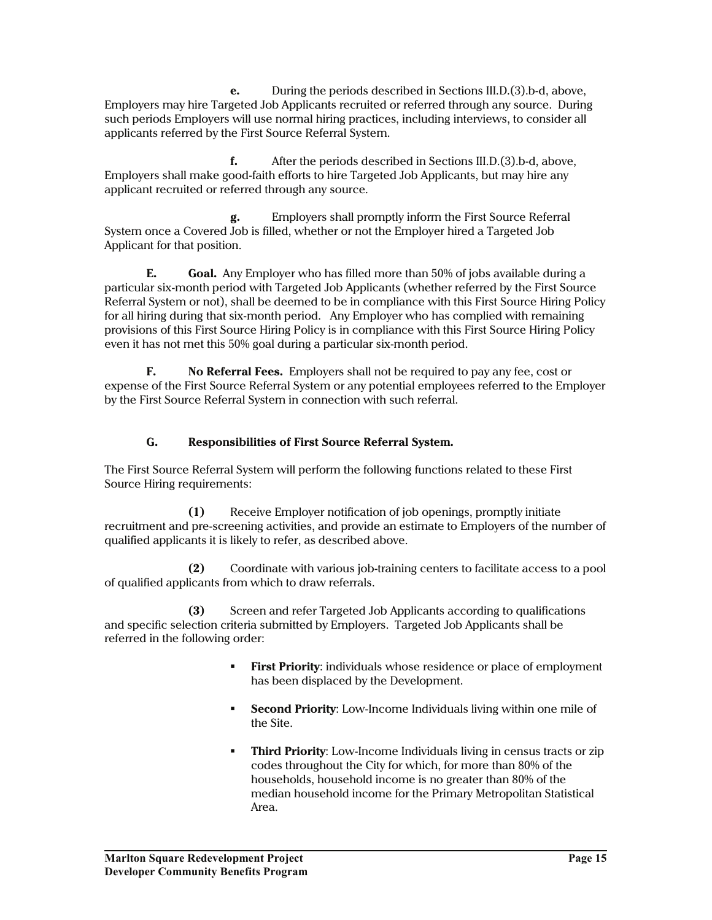**e.** During the periods described in Sections III.D.(3).b-d, above, Employers may hire Targeted Job Applicants recruited or referred through any source. During such periods Employers will use normal hiring practices, including interviews, to consider all applicants referred by the First Source Referral System.

**f.** After the periods described in Sections III.D.(3).b-d, above, Employers shall make good-faith efforts to hire Targeted Job Applicants, but may hire any applicant recruited or referred through any source.

**g.** Employers shall promptly inform the First Source Referral System once a Covered Job is filled, whether or not the Employer hired a Targeted Job Applicant for that position.

**E. Goal.** Any Employer who has filled more than 50% of jobs available during a particular six-month period with Targeted Job Applicants (whether referred by the First Source Referral System or not), shall be deemed to be in compliance with this First Source Hiring Policy for all hiring during that six-month period. Any Employer who has complied with remaining provisions of this First Source Hiring Policy is in compliance with this First Source Hiring Policy even it has not met this 50% goal during a particular six-month period.

**F. No Referral Fees.** Employers shall not be required to pay any fee, cost or expense of the First Source Referral System or any potential employees referred to the Employer by the First Source Referral System in connection with such referral.

**G. Responsibilities of First Source Referral System.**

The First Source Referral System will perform the following functions related to these First Source Hiring requirements:

**(1)** Receive Employer notification of job openings, promptly initiate recruitment and pre-screening activities, and provide an estimate to Employers of the number of qualified applicants it is likely to refer, as described above.

**(2)** Coordinate with various job-training centers to facilitate access to a pool of qualified applicants from which to draw referrals.

**(3)** Screen and refer Targeted Job Applicants according to qualifications and specific selection criteria submitted by Employers. Targeted Job Applicants shall be referred in the following order:

- **First Priority**: individuals whose residence or place of employment has been displaced by the Development.
- **Second Priority**: Low-Income Individuals living within one mile of the Site.
- **Third Priority**: Low-Income Individuals living in census tracts or zip codes throughout the City for which, for more than 80% of the households, household income is no greater than 80% of the median household income for the Primary Metropolitan Statistical Area.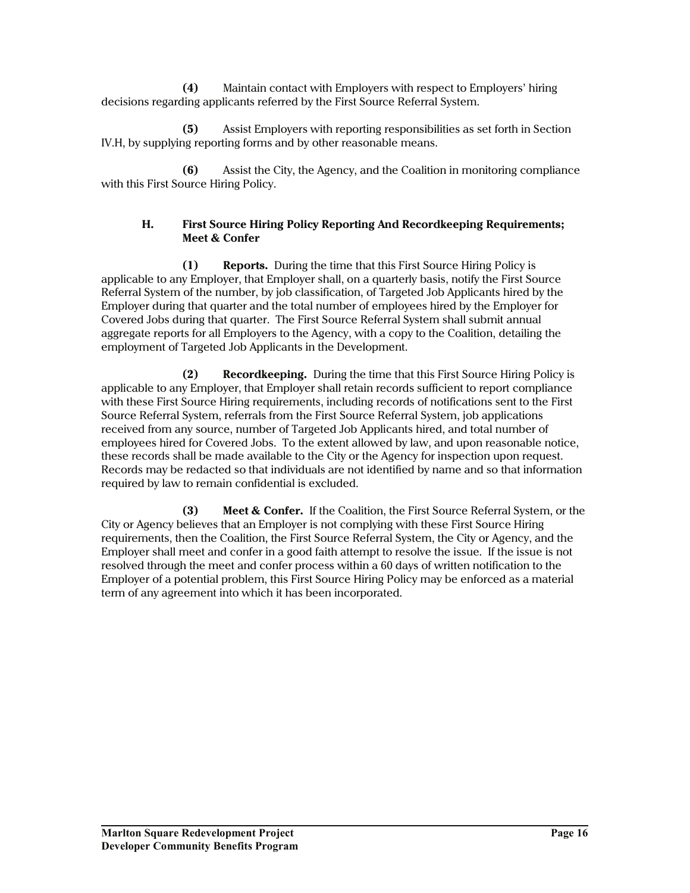**(4)** Maintain contact with Employers with respect to Employers' hiring decisions regarding applicants referred by the First Source Referral System.

**(5)** Assist Employers with reporting responsibilities as set forth in Section IV.H, by supplying reporting forms and by other reasonable means.

**(6)** Assist the City, the Agency, and the Coalition in monitoring compliance with this First Source Hiring Policy.

### H. First Source Hiring Policy Reporting And Recordkeeping Requirements; Meet & Confer

**(1) Reports.** During the time that this First Source Hiring Policy is applicable to any Employer, that Employer shall, on a quarterly basis, notify the First Source Referral System of the number, by job classification, of Targeted Job Applicants hired by the Employer during that quarter and the total number of employees hired by the Employer for Covered Jobs during that quarter. The First Source Referral System shall submit annual aggregate reports for all Employers to the Agency, with a copy to the Coalition, detailing the employment of Targeted Job Applicants in the Development.

**(2) Recordkeeping.** During the time that this First Source Hiring Policy is applicable to any Employer, that Employer shall retain records sufficient to report compliance with these First Source Hiring requirements, including records of notifications sent to the First Source Referral System, referrals from the First Source Referral System, job applications received from any source, number of Targeted Job Applicants hired, and total number of employees hired for Covered Jobs. To the extent allowed by law, and upon reasonable notice, these records shall be made available to the City or the Agency for inspection upon request. Records may be redacted so that individuals are not identified by name and so that information required by law to remain confidential is excluded.

**(3) Meet & Confer.** If the Coalition, the First Source Referral System, or the City or Agency believes that an Employer is not complying with these First Source Hiring requirements, then the Coalition, the First Source Referral System, the City or Agency, and the Employer shall meet and confer in a good faith attempt to resolve the issue. If the issue is not resolved through the meet and confer process within a 60 days of written notification to the Employer of a potential problem, this First Source Hiring Policy may be enforced as a material term of any agreement into which it has been incorporated.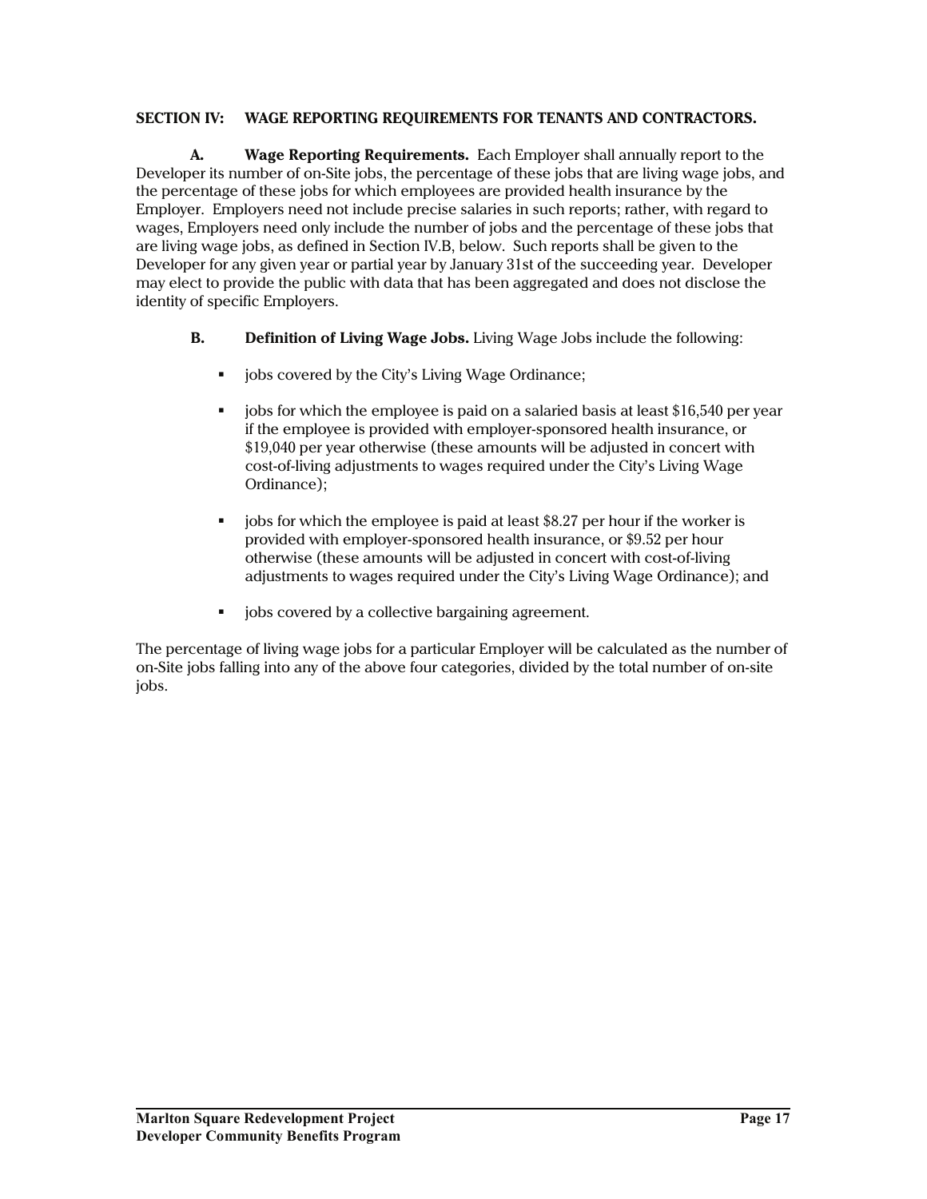## SECTION IV: WAGE REPORTING REQUIREMENTS FOR TENANTS AND CONTRACTORS.

**A. Wage Reporting Requirements.** Each Employer shall annually report to the Developer its number of on-Site jobs, the percentage of these jobs that are living wage jobs, and the percentage of these jobs for which employees are provided health insurance by the Employer. Employers need not include precise salaries in such reports; rather, with regard to wages, Employers need only include the number of jobs and the percentage of these jobs that are living wage jobs, as defined in Section IV.B, below. Such reports shall be given to the Developer for any given year or partial year by January 31st of the succeeding year. Developer may elect to provide the public with data that has been aggregated and does not disclose the identity of specific Employers.

**B. Definition of Living Wage Jobs.** Living Wage Jobs include the following:

- jobs covered by the City's Living Wage Ordinance;
- jobs for which the employee is paid on a salaried basis at least $16,540 per year if the employee is provided with employer-sponsored health insurance, or $19,040 per year otherwise (these amounts will be adjusted in concert with cost-of-living adjustments to wages required under the City's Living Wage Ordinance);
- jobs for which the employee is paid at least $8.27 per hour if the worker is provided with employer-sponsored health insurance, or $9.52 per hour otherwise (these amounts will be adjusted in concert with cost-of-living adjustments to wages required under the City's Living Wage Ordinance); and
- jobs covered by a collective bargaining agreement.

The percentage of living wage jobs for a particular Employer will be calculated as the number of on-Site jobs falling into any of the above four categories, divided by the total number of on-site jobs.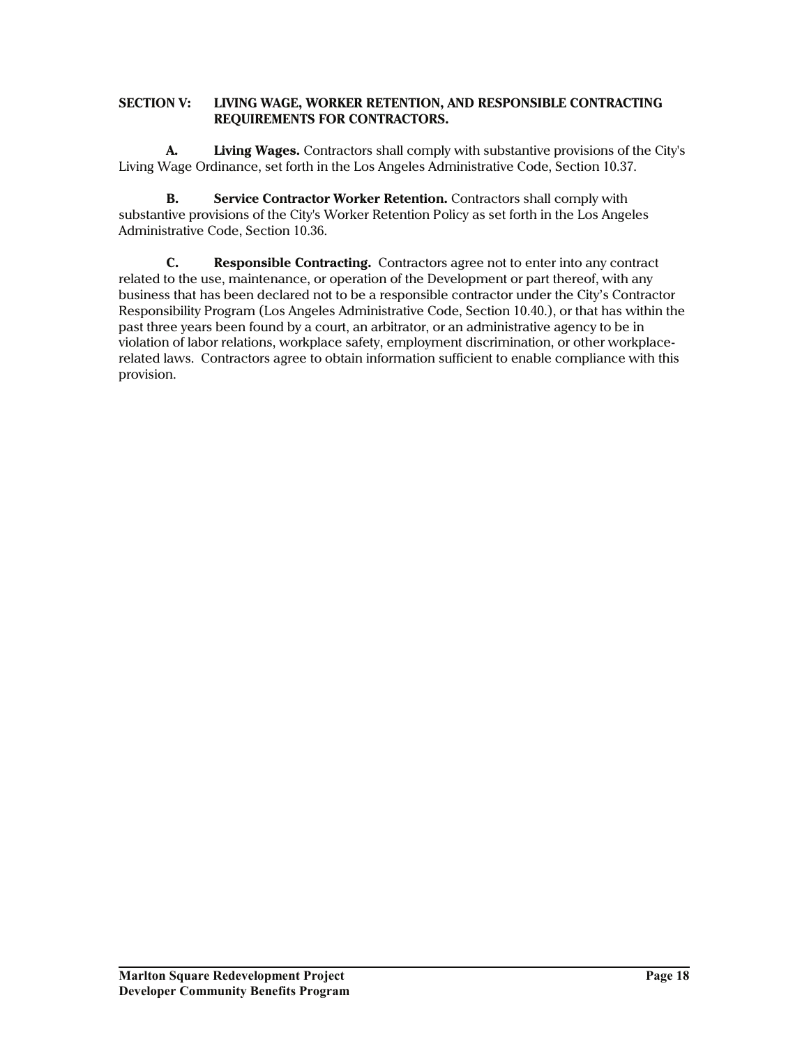## SECTION V: LIVING WAGE, WORKER RETENTION, AND RESPONSIBLE CONTRACTING REQUIREMENTS FOR CONTRACTORS.

**A. Living Wages.** Contractors shall comply with substantive provisions of the City's Living Wage Ordinance, set forth in the Los Angeles Administrative Code, Section 10.37.

**B. Service Contractor Worker Retention.** Contractors shall comply with substantive provisions of the City's Worker Retention Policy as set forth in the Los Angeles Administrative Code, Section 10.36.

**C. Responsible Contracting.** Contractors agree not to enter into any contract related to the use, maintenance, or operation of the Development or part thereof, with any business that has been declared not to be a responsible contractor under the City's Contractor Responsibility Program (Los Angeles Administrative Code, Section 10.40.), or that has within the past three years been found by a court, an arbitrator, or an administrative agency to be in violation of labor relations, workplace safety, employment discrimination, or other workplace-related laws. Contractors agree to obtain information sufficient to enable compliance with this provision.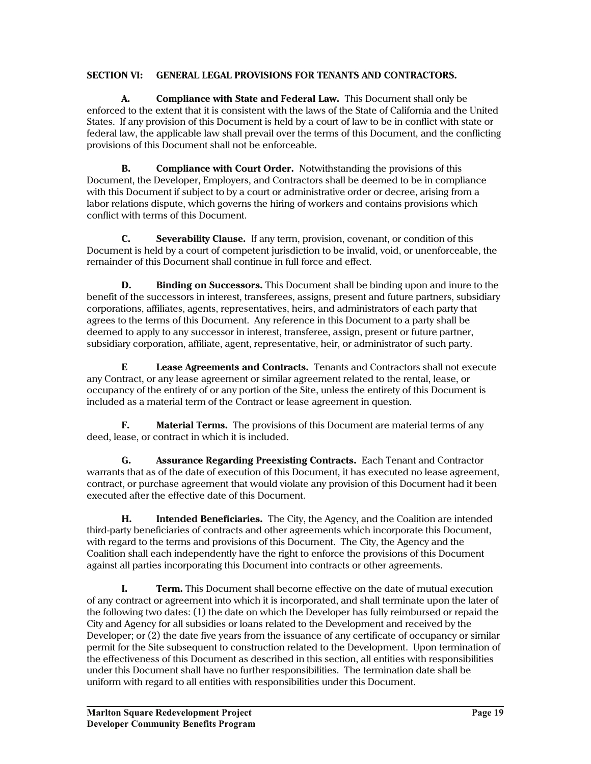**SECTION VI: GENERAL LEGAL PROVISIONS FOR TENANTS AND CONTRACTORS.**

**A. Compliance with State and Federal Law.** This Document shall only be enforced to the extent that it is consistent with the laws of the State of California and the United States. If any provision of this Document is held by a court of law to be in conflict with state or federal law, the applicable law shall prevail over the terms of this Document, and the conflicting provisions of this Document shall not be enforceable.

**B. Compliance with Court Order.** Notwithstanding the provisions of this Document, the Developer, Employers, and Contractors shall be deemed to be in compliance with this Document if subject to by a court or administrative order or decree, arising from a labor relations dispute, which governs the hiring of workers and contains provisions which conflict with terms of this Document.

**C. Severability Clause.** If any term, provision, covenant, or condition of this Document is held by a court of competent jurisdiction to be invalid, void, or unenforceable, the remainder of this Document shall continue in full force and effect.

**D. Binding on Successors.** This Document shall be binding upon and inure to the benefit of the successors in interest, transferees, assigns, present and future partners, subsidiary corporations, affiliates, agents, representatives, heirs, and administrators of each party that agrees to the terms of this Document. Any reference in this Document to a party shall be deemed to apply to any successor in interest, transferee, assign, present or future partner, subsidiary corporation, affiliate, agent, representative, heir, or administrator of such party.

**E Lease Agreements and Contracts.** Tenants and Contractors shall not execute any Contract, or any lease agreement or similar agreement related to the rental, lease, or occupancy of the entirety of or any portion of the Site, unless the entirety of this Document is included as a material term of the Contract or lease agreement in question.

**F. Material Terms.** The provisions of this Document are material terms of any deed, lease, or contract in which it is included.

**G. Assurance Regarding Preexisting Contracts.** Each Tenant and Contractor warrants that as of the date of execution of this Document, it has executed no lease agreement, contract, or purchase agreement that would violate any provision of this Document had it been executed after the effective date of this Document.

**H. Intended Beneficiaries.** The City, the Agency, and the Coalition are intended third-party beneficiaries of contracts and other agreements which incorporate this Document, with regard to the terms and provisions of this Document. The City, the Agency and the Coalition shall each independently have the right to enforce the provisions of this Document against all parties incorporating this Document into contracts or other agreements.

**I. Term.** This Document shall become effective on the date of mutual execution of any contract or agreement into which it is incorporated, and shall terminate upon the later of the following two dates: (1) the date on which the Developer has fully reimbursed or repaid the City and Agency for all subsidies or loans related to the Development and received by the Developer; or (2) the date five years from the issuance of any certificate of occupancy or similar permit for the Site subsequent to construction related to the Development. Upon termination of the effectiveness of this Document as described in this section, all entities with responsibilities under this Document shall have no further responsibilities. The termination date shall be uniform with regard to all entities with responsibilities under this Document.